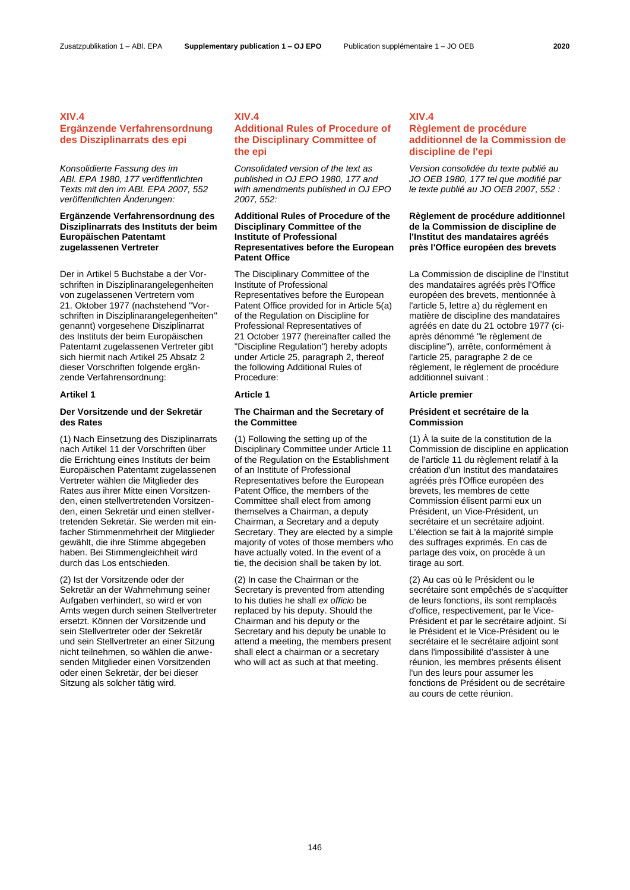## XIV.4 Ergänzende Verfahrensordnung des Disziplinarrats des epi

*Konsolidierte Fassung des im ABl. EPA 1980, 177 veröffentlichten Texts mit den im ABl. EPA 2007, 552 veröffentlichten Änderungen:*

**Ergänzende Verfahrensordnung des Disziplinarrats des Instituts der beim Europäischen Patentamt zugelassenen Vertreter**

Der in Artikel 5 Buchstabe a der Vorschriften in Disziplinarangelegenheiten von zugelassenen Vertretern vom 21. Oktober 1977 (nachstehend "Vorschriften in Disziplinarangelegenheiten" genannt) vorgesehene Disziplinarrat des Instituts der beim Europäischen Patentamt zugelassenen Vertreter gibt sich hiermit nach Artikel 25 Absatz 2 dieser Vorschriften folgende ergänzende Verfahrensordnung:

**Artikel 1**

**Der Vorsitzende und der Sekretär des Rates**

(1) Nach Einsetzung des Disziplinarrats nach Artikel 11 der Vorschriften über die Errichtung eines Instituts der beim Europäischen Patentamt zugelassenen Vertreter wählen die Mitglieder des Rates aus ihrer Mitte einen Vorsitzenden, einen stellvertretenden Vorsitzenden, einen Sekretär und einen stellvertretenden Sekretär. Sie werden mit einfacher Stimmenmehrheit der Mitglieder gewählt, die ihre Stimme abgegeben haben. Bei Stimmengleichheit wird durch das Los entschieden.

(2) Ist der Vorsitzende oder der Sekretär an der Wahrnehmung seiner Aufgaben verhindert, so wird er von Amts wegen durch seinen Stellvertreter ersetzt. Können der Vorsitzende und sein Stellvertreter oder der Sekretär und sein Stellvertreter an einer Sitzung nicht teilnehmen, so wählen die anwesenden Mitglieder einen Vorsitzenden oder einen Sekretär, der bei dieser Sitzung als solcher tätig wird.

## XIV.4 Additional Rules of Procedure of the Disciplinary Committee of the epi

*Consolidated version of the text as published in OJ EPO 1980, 177 and with amendments published in OJ EPO 2007, 552:*

**Additional Rules of Procedure of the Disciplinary Committee of the Institute of Professional Representatives before the European Patent Office**

The Disciplinary Committee of the Institute of Professional Representatives before the European Patent Office provided for in Article 5(a) of the Regulation on Discipline for Professional Representatives of 21 October 1977 (hereinafter called the "Discipline Regulation") hereby adopts under Article 25, paragraph 2, thereof the following Additional Rules of Procedure:

**Article 1**

**The Chairman and the Secretary of the Committee**

(1) Following the setting up of the Disciplinary Committee under Article 11 of the Regulation on the Establishment of an Institute of Professional Representatives before the European Patent Office, the members of the Committee shall elect from among themselves a Chairman, a deputy Chairman, a Secretary and a deputy Secretary. They are elected by a simple majority of votes of those members who have actually voted. In the event of a tie, the decision shall be taken by lot.

(2) In case the Chairman or the Secretary is prevented from attending to his duties he shall *ex officio* be replaced by his deputy. Should the Chairman and his deputy or the Secretary and his deputy be unable to attend a meeting, the members present shall elect a chairman or a secretary who will act as such at that meeting.

## XIV.4 Règlement de procédure additionnel de la Commission de discipline de l'epi

*Version consolidée du texte publié au JO OEB 1980, 177 tel que modifié par le texte publié au JO OEB 2007, 552 :*

**Règlement de procédure additionnel de la Commission de discipline de l'Institut des mandataires agréés près l'Office européen des brevets**

La Commission de discipline de l'Institut des mandataires agréés près l'Office européen des brevets, mentionnée à l'article 5, lettre a) du règlement en matière de discipline des mandataires agréés en date du 21 octobre 1977 (ci-après dénommé "le règlement de discipline"), arrête, conformément à l'article 25, paragraphe 2 de ce règlement, le règlement de procédure additionnel suivant :

**Article premier**

**Président et secrétaire de la Commission**

(1) À la suite de la constitution de la Commission de discipline en application de l'article 11 du règlement relatif à la création d'un Institut des mandataires agréés près l'Office européen des brevets, les membres de cette Commission élisent parmi eux un Président, un Vice-Président, un secrétaire et un secrétaire adjoint. L'élection se fait à la majorité simple des suffrages exprimés. En cas de partage des voix, on procède à un tirage au sort.

(2) Au cas où le Président ou le secrétaire sont empêchés de s'acquitter de leurs fonctions, ils sont remplacés d'office, respectivement, par le Vice-Président et par le secrétaire adjoint. Si le Président et le Vice-Président ou le secrétaire et le secrétaire adjoint sont dans l'impossibilité d'assister à une réunion, les membres présents élisent l'un des leurs pour assumer les fonctions de Président ou de secrétaire au cours de cette réunion.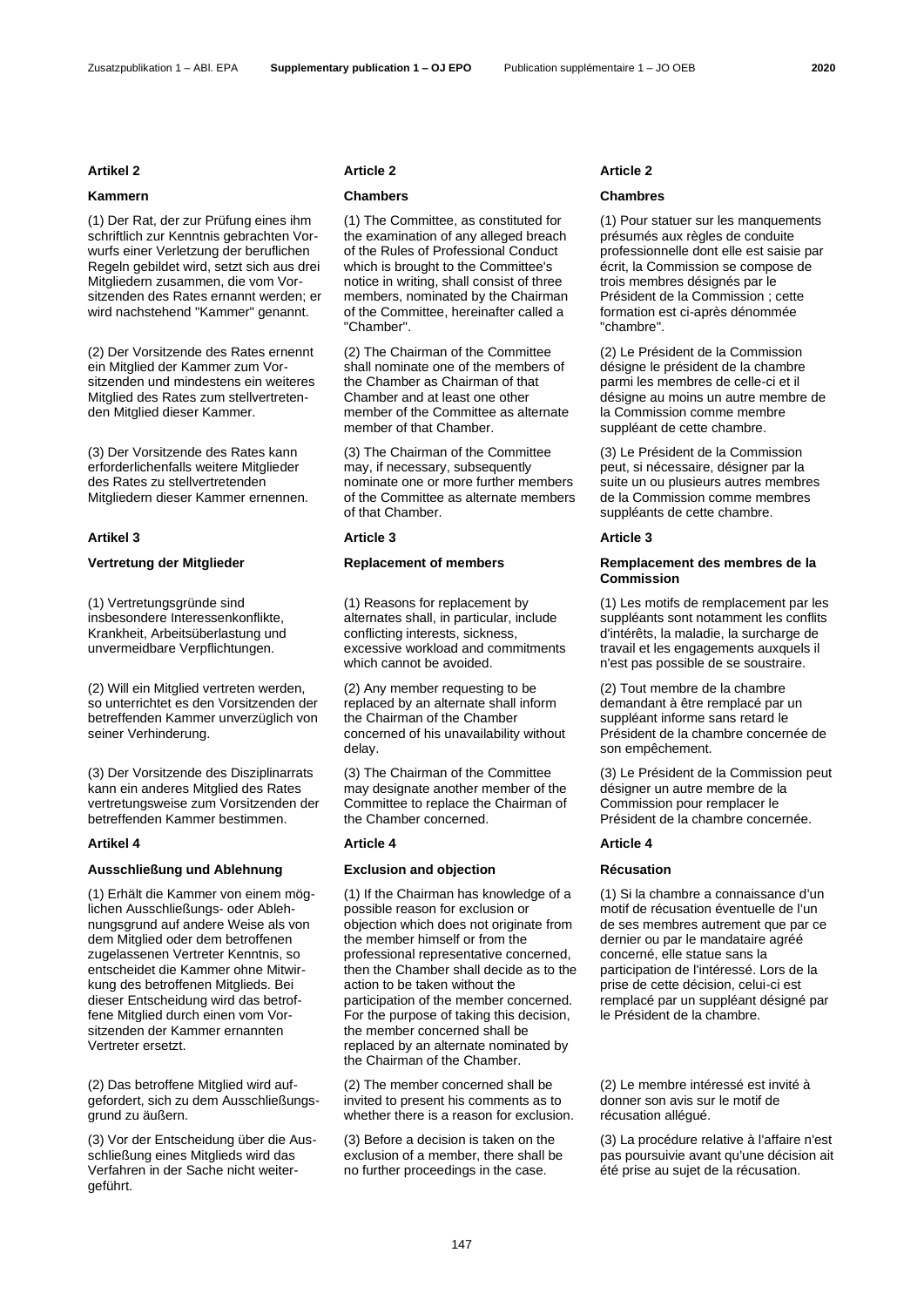### Artikel 2

#### Kammern

(1) Der Rat, der zur Prüfung eines ihm schriftlich zur Kenntnis gebrachten Vorwurfs einer Verletzung der beruflichen Regeln gebildet wird, setzt sich aus drei Mitgliedern zusammen, die vom Vorsitzenden des Rates ernannt werden; er wird nachstehend "Kammer" genannt.

(2) Der Vorsitzende des Rates ernennt ein Mitglied der Kammer zum Vorsitzenden und mindestens ein weiteres Mitglied des Rates zum stellvertretenden Mitglied dieser Kammer.

(3) Der Vorsitzende des Rates kann erforderlichenfalls weitere Mitglieder des Rates zu stellvertretenden Mitgliedern dieser Kammer ernennen.

### Artikel 3

#### Vertretung der Mitglieder

(1) Vertretungsgründe sind insbesondere Interessenkonflikte, Krankheit, Arbeitsüberlastung und unvermeidbare Verpflichtungen.

(2) Will ein Mitglied vertreten werden, so unterrichtet es den Vorsitzenden der betreffenden Kammer unverzüglich von seiner Verhinderung.

(3) Der Vorsitzende des Disziplinarrats kann ein anderes Mitglied des Rates vertretungsweise zum Vorsitzenden der betreffenden Kammer bestimmen.

### Artikel 4

#### Ausschließung und Ablehnung

(1) Erhält die Kammer von einem möglichen Ausschließungs- oder Ablehnungsgrund auf andere Weise als von dem Mitglied oder dem betroffenen zugelassenen Vertreter Kenntnis, so entscheidet die Kammer ohne Mitwirkung des betroffenen Mitglieds. Bei dieser Entscheidung wird das betroffene Mitglied durch einen vom Vorsitzenden der Kammer ernannten Vertreter ersetzt.

(2) Das betroffene Mitglied wird aufgefordert, sich zu dem Ausschließungsgrund zu äußern.

(3) Vor der Entscheidung über die Ausschließung eines Mitglieds wird das Verfahren in der Sache nicht weitergeführt.

### Article 2

#### Chambers

(1) The Committee, as constituted for the examination of any alleged breach of the Rules of Professional Conduct which is brought to the Committee's notice in writing, shall consist of three members, nominated by the Chairman of the Committee, hereinafter called a "Chamber".

(2) The Chairman of the Committee shall nominate one of the members of the Chamber as Chairman of that Chamber and at least one other member of the Committee as alternate member of that Chamber.

(3) The Chairman of the Committee may, if necessary, subsequently nominate one or more further members of the Committee as alternate members of that Chamber.

### Article 3

#### Replacement of members

(1) Reasons for replacement by alternates shall, in particular, include conflicting interests, sickness, excessive workload and commitments which cannot be avoided.

(2) Any member requesting to be replaced by an alternate shall inform the Chairman of the Chamber concerned of his unavailability without delay.

(3) The Chairman of the Committee may designate another member of the Committee to replace the Chairman of the Chamber concerned.

### Article 4

#### Exclusion and objection

(1) If the Chairman has knowledge of a possible reason for exclusion or objection which does not originate from the member himself or from the professional representative concerned, then the Chamber shall decide as to the action to be taken without the participation of the member concerned. For the purpose of taking this decision, the member concerned shall be replaced by an alternate nominated by the Chairman of the Chamber.

(2) The member concerned shall be invited to present his comments as to whether there is a reason for exclusion.

(3) Before a decision is taken on the exclusion of a member, there shall be no further proceedings in the case.

### Article 2

#### Chambres

(1) Pour statuer sur les manquements présumés aux règles de conduite professionnelle dont elle est saisie par écrit, la Commission se compose de trois membres désignés par le Président de la Commission ; cette formation est ci-après dénommée "chambre".

(2) Le Président de la Commission désigne le président de la chambre parmi les membres de celle-ci et il désigne au moins un autre membre de la Commission comme membre suppléant de cette chambre.

(3) Le Président de la Commission peut, si nécessaire, désigner par la suite un ou plusieurs autres membres de la Commission comme membres suppléants de cette chambre.

### Article 3

#### Remplacement des membres de la Commission

(1) Les motifs de remplacement par les suppléants sont notamment les conflits d'intérêts, la maladie, la surcharge de travail et les engagements auxquels il n'est pas possible de se soustraire.

(2) Tout membre de la chambre demandant à être remplacé par un suppléant informe sans retard le Président de la chambre concernée de son empêchement.

(3) Le Président de la Commission peut désigner un autre membre de la Commission pour remplacer le Président de la chambre concernée.

### Article 4

#### Récusation

(1) Si la chambre a connaissance d'un motif de récusation éventuelle de l'un de ses membres autrement que par ce dernier ou par le mandataire agréé concerné, elle statue sans la participation de l'intéressé. Lors de la prise de cette décision, celui-ci est remplacé par un suppléant désigné par le Président de la chambre.

(2) Le membre intéressé est invité à donner son avis sur le motif de récusation allégué.

(3) La procédure relative à l'affaire n'est pas poursuivie avant qu'une décision ait été prise au sujet de la récusation.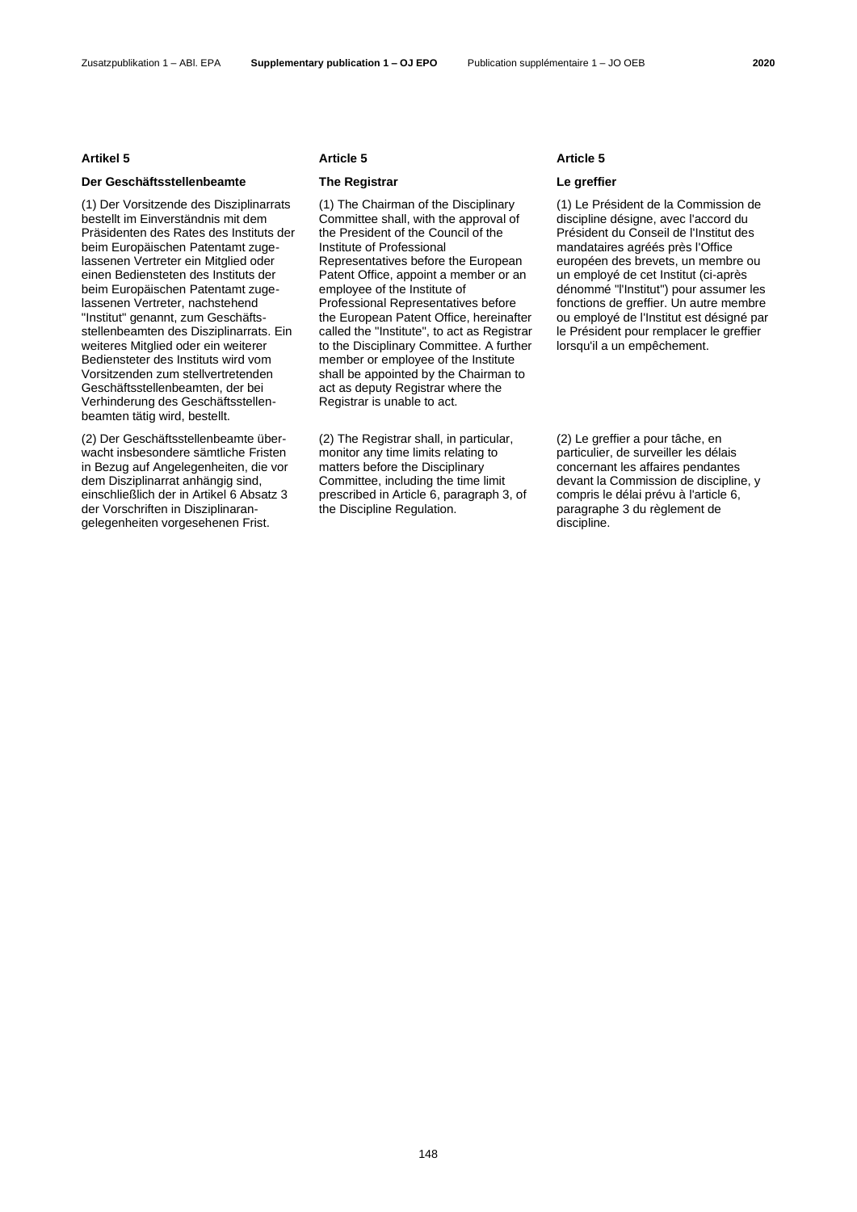### Artikel 5

#### Der Geschäftsstellenbeamte

(1) Der Vorsitzende des Disziplinarrats bestellt im Einverständnis mit dem Präsidenten des Rates des Instituts der beim Europäischen Patentamt zugelassenen Vertreter ein Mitglied oder einen Bediensteten des Instituts der beim Europäischen Patentamt zugelassenen Vertreter, nachstehend "Institut" genannt, zum Geschäftsstellenbeamten des Disziplinarrats. Ein weiteres Mitglied oder ein weiterer Bediensteter des Instituts wird vom Vorsitzenden zum stellvertretenden Geschäftsstellenbeamten, der bei Verhinderung des Geschäftsstellenbeamten tätig wird, bestellt.

(2) Der Geschäftsstellenbeamte überwacht insbesondere sämtliche Fristen in Bezug auf Angelegenheiten, die vor dem Disziplinarrat anhängig sind, einschließlich der in Artikel 6 Absatz 3 der Vorschriften in Disziplinarangelegenheiten vorgesehenen Frist.

### Article 5

#### The Registrar

(1) The Chairman of the Disciplinary Committee shall, with the approval of the President of the Council of the Institute of Professional Representatives before the European Patent Office, appoint a member or an employee of the Institute of Professional Representatives before the European Patent Office, hereinafter called the "Institute", to act as Registrar to the Disciplinary Committee. A further member or employee of the Institute shall be appointed by the Chairman to act as deputy Registrar where the Registrar is unable to act.

(2) The Registrar shall, in particular, monitor any time limits relating to matters before the Disciplinary Committee, including the time limit prescribed in Article 6, paragraph 3, of the Discipline Regulation.

### Article 5

#### Le greffier

(1) Le Président de la Commission de discipline désigne, avec l'accord du Président du Conseil de l'Institut des mandataires agréés près l'Office européen des brevets, un membre ou un employé de cet Institut (ci-après dénommé "l'Institut") pour assumer les fonctions de greffier. Un autre membre ou employé de l'Institut est désigné par le Président pour remplacer le greffier lorsqu'il a un empêchement.

(2) Le greffier a pour tâche, en particulier, de surveiller les délais concernant les affaires pendantes devant la Commission de discipline, y compris le délai prévu à l'article 6, paragraphe 3 du règlement de discipline.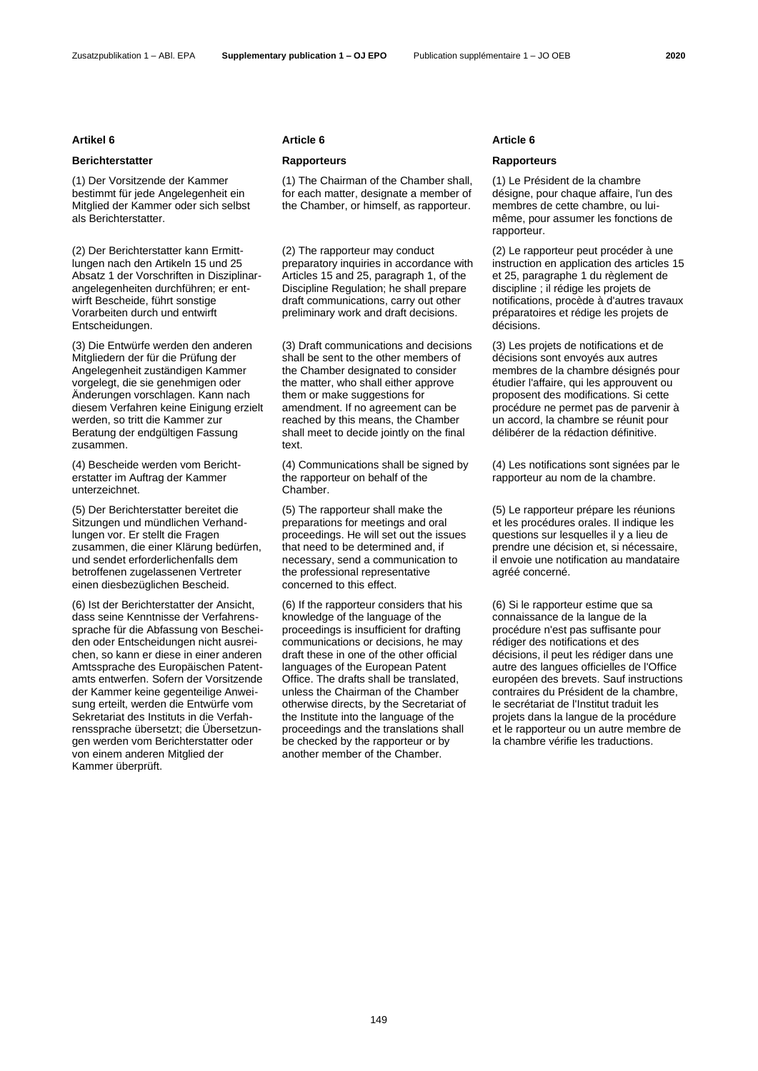## Artikel 6

### Berichterstatter

(1) Der Vorsitzende der Kammer bestimmt für jede Angelegenheit ein Mitglied der Kammer oder sich selbst als Berichterstatter.

(2) Der Berichterstatter kann Ermittlungen nach den Artikeln 15 und 25 Absatz 1 der Vorschriften in Disziplinarangelegenheiten durchführen; er entwirft Bescheide, führt sonstige Vorarbeiten durch und entwirft Entscheidungen.

(3) Die Entwürfe werden den anderen Mitgliedern der für die Prüfung der Angelegenheit zuständigen Kammer vorgelegt, die sie genehmigen oder Änderungen vorschlagen. Kann nach diesem Verfahren keine Einigung erzielt werden, so tritt die Kammer zur Beratung der endgültigen Fassung zusammen.

(4) Bescheide werden vom Berichterstatter im Auftrag der Kammer unterzeichnet.

(5) Der Berichterstatter bereitet die Sitzungen und mündlichen Verhandlungen vor. Er stellt die Fragen zusammen, die einer Klärung bedürfen, und sendet erforderlichenfalls dem betroffenen zugelassenen Vertreter einen diesbezüglichen Bescheid.

(6) Ist der Berichterstatter der Ansicht, dass seine Kenntnisse der Verfahrenssprache für die Abfassung von Bescheiden oder Entscheidungen nicht ausreichen, so kann er diese in einer anderen Amtssprache des Europäischen Patentamts entwerfen. Sofern der Vorsitzende der Kammer keine gegenteilige Anweisung erteilt, werden die Entwürfe vom Sekretariat des Instituts in die Verfahrenssprache übersetzt; die Übersetzungen werden vom Berichterstatter oder von einem anderen Mitglied der Kammer überprüft.

## Article 6

### Rapporteurs

(1) The Chairman of the Chamber shall, for each matter, designate a member of the Chamber, or himself, as rapporteur.

(2) The rapporteur may conduct preparatory inquiries in accordance with Articles 15 and 25, paragraph 1, of the Discipline Regulation; he shall prepare draft communications, carry out other preliminary work and draft decisions.

(3) Draft communications and decisions shall be sent to the other members of the Chamber designated to consider the matter, who shall either approve them or make suggestions for amendment. If no agreement can be reached by this means, the Chamber shall meet to decide jointly on the final text.

(4) Communications shall be signed by the rapporteur on behalf of the Chamber.

(5) The rapporteur shall make the preparations for meetings and oral proceedings. He will set out the issues that need to be determined and, if necessary, send a communication to the professional representative concerned to this effect.

(6) If the rapporteur considers that his knowledge of the language of the proceedings is insufficient for drafting communications or decisions, he may draft these in one of the other official languages of the European Patent Office. The drafts shall be translated, unless the Chairman of the Chamber otherwise directs, by the Secretariat of the Institute into the language of the proceedings and the translations shall be checked by the rapporteur or by another member of the Chamber.

## Article 6

### Rapporteurs

(1) Le Président de la chambre désigne, pour chaque affaire, l'un des membres de cette chambre, ou lui-même, pour assumer les fonctions de rapporteur.

(2) Le rapporteur peut procéder à une instruction en application des articles 15 et 25, paragraphe 1 du règlement de discipline ; il rédige les projets de notifications, procède à d'autres travaux préparatoires et rédige les projets de décisions.

(3) Les projets de notifications et de décisions sont envoyés aux autres membres de la chambre désignés pour étudier l'affaire, qui les approuvent ou proposent des modifications. Si cette procédure ne permet pas de parvenir à un accord, la chambre se réunit pour délibérer de la rédaction définitive.

(4) Les notifications sont signées par le rapporteur au nom de la chambre.

(5) Le rapporteur prépare les réunions et les procédures orales. Il indique les questions sur lesquelles il y a lieu de prendre une décision et, si nécessaire, il envoie une notification au mandataire agréé concerné.

(6) Si le rapporteur estime que sa connaissance de la langue de la procédure n'est pas suffisante pour rédiger des notifications et des décisions, il peut les rédiger dans une autre des langues officielles de l'Office européen des brevets. Sauf instructions contraires du Président de la chambre, le secrétariat de l'Institut traduit les projets dans la langue de la procédure et le rapporteur ou un autre membre de la chambre vérifie les traductions.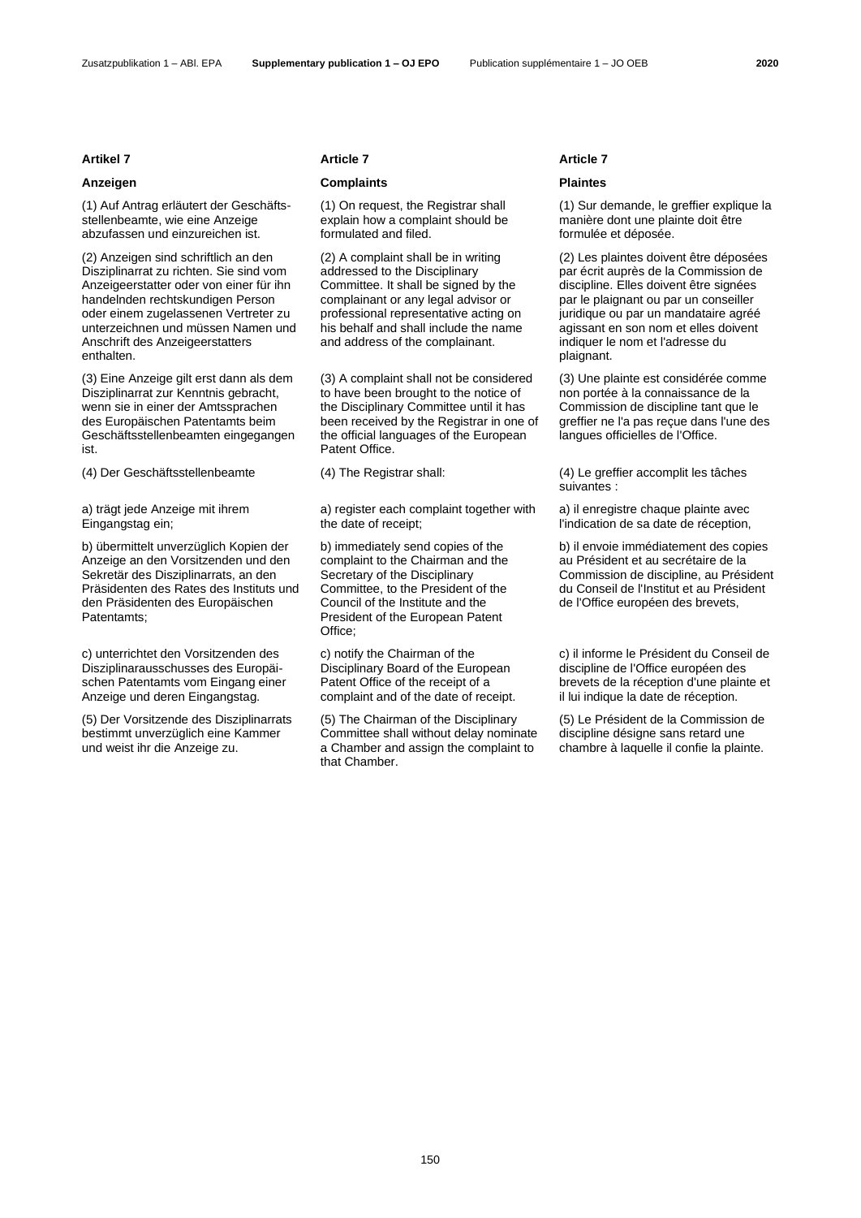### Artikel 7

**Anzeigen**

(1) Auf Antrag erläutert der Geschäftsstellenbeamte, wie eine Anzeige abzufassen und einzureichen ist.

(2) Anzeigen sind schriftlich an den Disziplinarrat zu richten. Sie sind vom Anzeigeerstatter oder von einer für ihn handelnden rechtskundigen Person oder einem zugelassenen Vertreter zu unterzeichnen und müssen Namen und Anschrift des Anzeigeerstatters enthalten.

(3) Eine Anzeige gilt erst dann als dem Disziplinarrat zur Kenntnis gebracht, wenn sie in einer der Amtssprachen des Europäischen Patentamts beim Geschäftsstellenbeamten eingegangen ist.

(4) Der Geschäftsstellenbeamte

a) trägt jede Anzeige mit ihrem Eingangstag ein;

b) übermittelt unverzüglich Kopien der Anzeige an den Vorsitzenden und den Sekretär des Disziplinarrats, an den Präsidenten des Rates des Instituts und den Präsidenten des Europäischen Patentamts;

c) unterrichtet den Vorsitzenden des Disziplinarausschusses des Europäischen Patentamts vom Eingang einer Anzeige und deren Eingangstag.

(5) Der Vorsitzende des Disziplinarrats bestimmt unverzüglich eine Kammer und weist ihr die Anzeige zu.

### Article 7

**Complaints**

(1) On request, the Registrar shall explain how a complaint should be formulated and filed.

(2) A complaint shall be in writing addressed to the Disciplinary Committee. It shall be signed by the complainant or any legal advisor or professional representative acting on his behalf and shall include the name and address of the complainant.

(3) A complaint shall not be considered to have been brought to the notice of the Disciplinary Committee until it has been received by the Registrar in one of the official languages of the European Patent Office.

(4) The Registrar shall:

a) register each complaint together with the date of receipt;

b) immediately send copies of the complaint to the Chairman and the Secretary of the Disciplinary Committee, to the President of the Council of the Institute and the President of the European Patent Office;

c) notify the Chairman of the Disciplinary Board of the European Patent Office of the receipt of a complaint and of the date of receipt.

(5) The Chairman of the Disciplinary Committee shall without delay nominate a Chamber and assign the complaint to that Chamber.

### Article 7

**Plaintes**

(1) Sur demande, le greffier explique la manière dont une plainte doit être formulée et déposée.

(2) Les plaintes doivent être déposées par écrit auprès de la Commission de discipline. Elles doivent être signées par le plaignant ou par un conseiller juridique ou par un mandataire agréé agissant en son nom et elles doivent indiquer le nom et l'adresse du plaignant.

(3) Une plainte est considérée comme non portée à la connaissance de la Commission de discipline tant que le greffier ne l'a pas reçue dans l'une des langues officielles de l'Office.

(4) Le greffier accomplit les tâches suivantes :

a) il enregistre chaque plainte avec l'indication de sa date de réception,

b) il envoie immédiatement des copies au Président et au secrétaire de la Commission de discipline, au Président du Conseil de l'Institut et au Président de l'Office européen des brevets,

c) il informe le Président du Conseil de discipline de l'Office européen des brevets de la réception d'une plainte et il lui indique la date de réception.

(5) Le Président de la Commission de discipline désigne sans retard une chambre à laquelle il confie la plainte.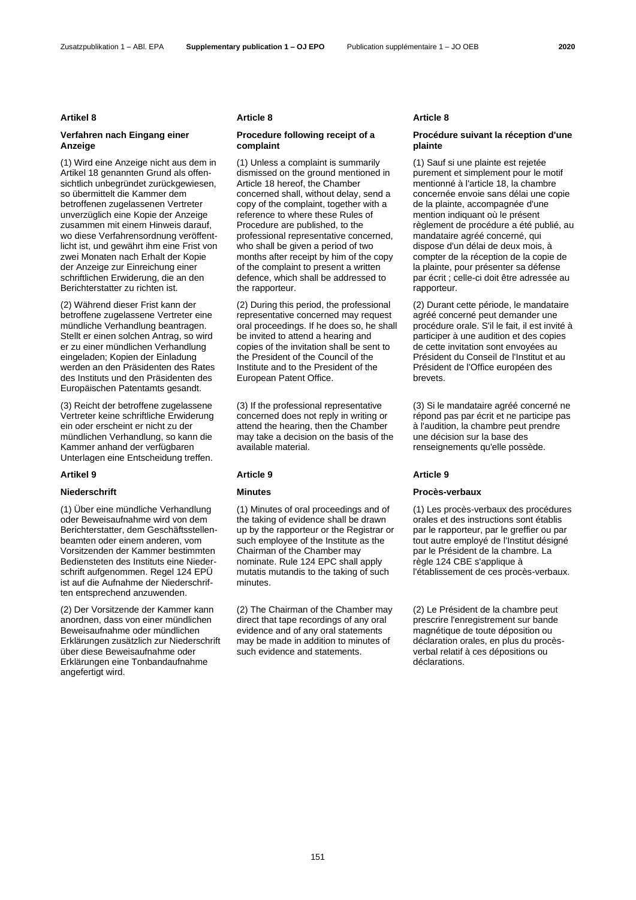**Artikel 8**

**Verfahren nach Eingang einer Anzeige**

(1) Wird eine Anzeige nicht aus dem in Artikel 18 genannten Grund als offensichtlich unbegründet zurückgewiesen, so übermittelt die Kammer dem betroffenen zugelassenen Vertreter unverzüglich eine Kopie der Anzeige zusammen mit einem Hinweis darauf, wo diese Verfahrensordnung veröffentlicht ist, und gewährt ihm eine Frist von zwei Monaten nach Erhalt der Kopie der Anzeige zur Einreichung einer schriftlichen Erwiderung, die an den Berichterstatter zu richten ist.

(2) Während dieser Frist kann der betroffene zugelassene Vertreter eine mündliche Verhandlung beantragen. Stellt er einen solchen Antrag, so wird er zu einer mündlichen Verhandlung eingeladen; Kopien der Einladung werden an den Präsidenten des Rates des Instituts und den Präsidenten des Europäischen Patentamts gesandt.

(3) Reicht der betroffene zugelassene Vertreter keine schriftliche Erwiderung ein oder erscheint er nicht zu der mündlichen Verhandlung, so kann die Kammer anhand der verfügbaren Unterlagen eine Entscheidung treffen.

**Artikel 9**

**Niederschrift**

(1) Über eine mündliche Verhandlung oder Beweisaufnahme wird von dem Berichterstatter, dem Geschäftsstellenbeamten oder einem anderen, vom Vorsitzenden der Kammer bestimmten Bediensteten des Instituts eine Niederschrift aufgenommen. Regel 124 EPÜ ist auf die Aufnahme der Niederschriften entsprechend anzuwenden.

(2) Der Vorsitzende der Kammer kann anordnen, dass von einer mündlichen Beweisaufnahme oder mündlichen Erklärungen zusätzlich zur Niederschrift über diese Beweisaufnahme oder Erklärungen eine Tonbandaufnahme angefertigt wird.

**Article 8**

**Procedure following receipt of a complaint**

(1) Unless a complaint is summarily dismissed on the ground mentioned in Article 18 hereof, the Chamber concerned shall, without delay, send a copy of the complaint, together with a reference to where these Rules of Procedure are published, to the professional representative concerned, who shall be given a period of two months after receipt by him of the copy of the complaint to present a written defence, which shall be addressed to the rapporteur.

(2) During this period, the professional representative concerned may request oral proceedings. If he does so, he shall be invited to attend a hearing and copies of the invitation shall be sent to the President of the Council of the Institute and to the President of the European Patent Office.

(3) If the professional representative concerned does not reply in writing or attend the hearing, then the Chamber may take a decision on the basis of the available material.

**Article 9**

**Minutes**

(1) Minutes of oral proceedings and of the taking of evidence shall be drawn up by the rapporteur or the Registrar or such employee of the Institute as the Chairman of the Chamber may nominate. Rule 124 EPC shall apply mutatis mutandis to the taking of such minutes.

(2) The Chairman of the Chamber may direct that tape recordings of any oral evidence and of any oral statements may be made in addition to minutes of such evidence and statements.

**Article 8**

**Procédure suivant la réception d'une plainte**

(1) Sauf si une plainte est rejetée purement et simplement pour le motif mentionné à l'article 18, la chambre concernée envoie sans délai une copie de la plainte, accompagnée d'une mention indiquant où le présent règlement de procédure a été publié, au mandataire agréé concerné, qui dispose d'un délai de deux mois, à compter de la réception de la copie de la plainte, pour présenter sa défense par écrit ; celle-ci doit être adressée au rapporteur.

(2) Durant cette période, le mandataire agréé concerné peut demander une procédure orale. S'il le fait, il est invité à participer à une audition et des copies de cette invitation sont envoyées au Président du Conseil de l'Institut et au Président de l'Office européen des brevets.

(3) Si le mandataire agréé concerné ne répond pas par écrit et ne participe pas à l'audition, la chambre peut prendre une décision sur la base des renseignements qu'elle possède.

**Article 9**

**Procès-verbaux**

(1) Les procès-verbaux des procédures orales et des instructions sont établis par le rapporteur, par le greffier ou par tout autre employé de l'Institut désigné par le Président de la chambre. La règle 124 CBE s'applique à l'établissement de ces procès-verbaux.

(2) Le Président de la chambre peut prescrire l'enregistrement sur bande magnétique de toute déposition ou déclaration orales, en plus du procès-verbal relatif à ces dépositions ou déclarations.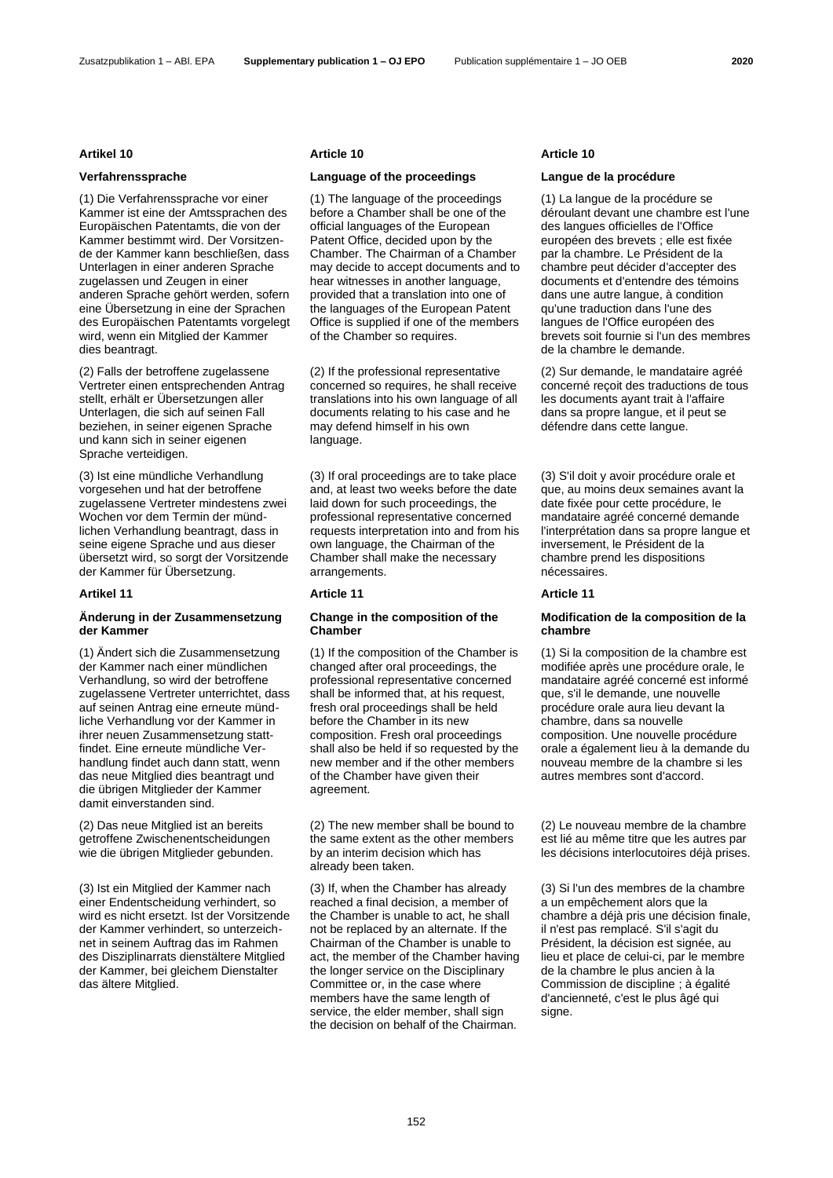## Artikel 10

### Verfahrenssprache

(1) Die Verfahrenssprache vor einer Kammer ist eine der Amtssprachen des Europäischen Patentamts, die von der Kammer bestimmt wird. Der Vorsitzende der Kammer kann beschließen, dass Unterlagen in einer anderen Sprache zugelassen und Zeugen in einer anderen Sprache gehört werden, sofern eine Übersetzung in eine der Sprachen des Europäischen Patentamts vorgelegt wird, wenn ein Mitglied der Kammer dies beantragt.

(2) Falls der betroffene zugelassene Vertreter einen entsprechenden Antrag stellt, erhält er Übersetzungen aller Unterlagen, die sich auf seinen Fall beziehen, in seiner eigenen Sprache und kann sich in seiner eigenen Sprache verteidigen.

(3) Ist eine mündliche Verhandlung vorgesehen und hat der betroffene zugelassene Vertreter mindestens zwei Wochen vor dem Termin der mündlichen Verhandlung beantragt, dass in seine eigene Sprache und aus dieser übersetzt wird, so sorgt der Vorsitzende der Kammer für Übersetzung.

## Artikel 11

### Änderung in der Zusammensetzung der Kammer

(1) Ändert sich die Zusammensetzung der Kammer nach einer mündlichen Verhandlung, so wird der betroffene zugelassene Vertreter unterrichtet, dass auf seinen Antrag eine erneute mündliche Verhandlung vor der Kammer in ihrer neuen Zusammensetzung stattfindet. Eine erneute mündliche Verhandlung findet auch dann statt, wenn das neue Mitglied dies beantragt und die übrigen Mitglieder der Kammer damit einverstanden sind.

(2) Das neue Mitglied ist an bereits getroffene Zwischenentscheidungen wie die übrigen Mitglieder gebunden.

(3) Ist ein Mitglied der Kammer nach einer Endentscheidung verhindert, so wird es nicht ersetzt. Ist der Vorsitzende der Kammer verhindert, so unterzeichnet in seinem Auftrag das im Rahmen des Disziplinarrats dienstältere Mitglied der Kammer, bei gleichem Dienstalter das ältere Mitglied.

## Article 10

### Language of the proceedings

(1) The language of the proceedings before a Chamber shall be one of the official languages of the European Patent Office, decided upon by the Chamber. The Chairman of a Chamber may decide to accept documents and to hear witnesses in another language, provided that a translation into one of the languages of the European Patent Office is supplied if one of the members of the Chamber so requires.

(2) If the professional representative concerned so requires, he shall receive translations into his own language of all documents relating to his case and he may defend himself in his own language.

(3) If oral proceedings are to take place and, at least two weeks before the date laid down for such proceedings, the professional representative concerned requests interpretation into and from his own language, the Chairman of the Chamber shall make the necessary arrangements.

## Article 11

### Change in the composition of the Chamber

(1) If the composition of the Chamber is changed after oral proceedings, the professional representative concerned shall be informed that, at his request, fresh oral proceedings shall be held before the Chamber in its new composition. Fresh oral proceedings shall also be held if so requested by the new member and if the other members of the Chamber have given their agreement.

(2) The new member shall be bound to the same extent as the other members by an interim decision which has already been taken.

(3) If, when the Chamber has already reached a final decision, a member of the Chamber is unable to act, he shall not be replaced by an alternate. If the Chairman of the Chamber is unable to act, the member of the Chamber having the longer service on the Disciplinary Committee or, in the case where members have the same length of service, the elder member, shall sign the decision on behalf of the Chairman.

## Article 10

### Langue de la procédure

(1) La langue de la procédure se déroulant devant une chambre est l'une des langues officielles de l'Office européen des brevets ; elle est fixée par la chambre. Le Président de la chambre peut décider d'accepter des documents et d'entendre des témoins dans une autre langue, à condition qu'une traduction dans l'une des langues de l'Office européen des brevets soit fournie si l'un des membres de la chambre le demande.

(2) Sur demande, le mandataire agréé concerné reçoit des traductions de tous les documents ayant trait à l'affaire dans sa propre langue, et il peut se défendre dans cette langue.

(3) S'il doit y avoir procédure orale et que, au moins deux semaines avant la date fixée pour cette procédure, le mandataire agréé concerné demande l'interprétation dans sa propre langue et inversement, le Président de la chambre prend les dispositions nécessaires.

## Article 11

### Modification de la composition de la chambre

(1) Si la composition de la chambre est modifiée après une procédure orale, le mandataire agréé concerné est informé que, s'il le demande, une nouvelle procédure orale aura lieu devant la chambre, dans sa nouvelle composition. Une nouvelle procédure orale a également lieu à la demande du nouveau membre de la chambre si les autres membres sont d'accord.

(2) Le nouveau membre de la chambre est lié au même titre que les autres par les décisions interlocutoires déjà prises.

(3) Si l'un des membres de la chambre a un empêchement alors que la chambre a déjà pris une décision finale, il n'est pas remplacé. S'il s'agit du Président, la décision est signée, au lieu et place de celui-ci, par le membre de la chambre le plus ancien à la Commission de discipline ; à égalité d'ancienneté, c'est le plus âgé qui signe.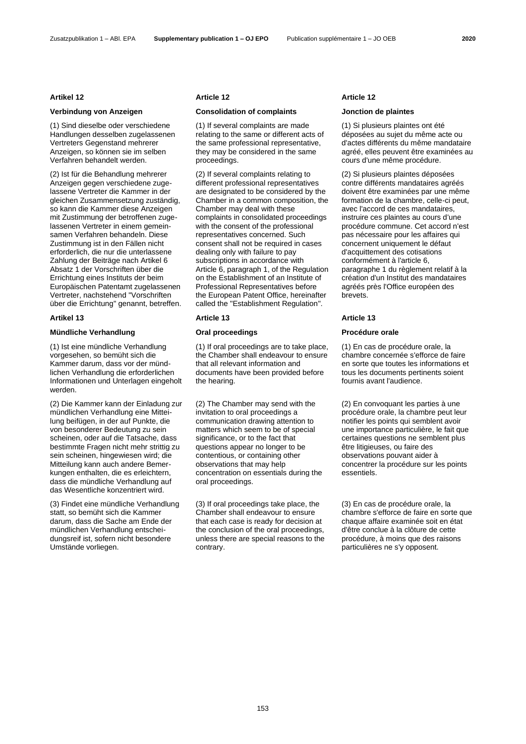**Artikel 12**

**Verbindung von Anzeigen**

(1) Sind dieselbe oder verschiedene Handlungen desselben zugelassenen Vertreters Gegenstand mehrerer Anzeigen, so können sie im selben Verfahren behandelt werden.

(2) Ist für die Behandlung mehrerer Anzeigen gegen verschiedene zugelassene Vertreter die Kammer in der gleichen Zusammensetzung zuständig, so kann die Kammer diese Anzeigen mit Zustimmung der betroffenen zugelassenen Vertreter in einem gemeinsamen Verfahren behandeln. Diese Zustimmung ist in den Fällen nicht erforderlich, die nur die unterlassene Zahlung der Beiträge nach Artikel 6 Absatz 1 der Vorschriften über die Errichtung eines Instituts der beim Europäischen Patentamt zugelassenen Vertreter, nachstehend "Vorschriften über die Errichtung" genannt, betreffen.

**Artikel 13**

**Mündliche Verhandlung**

(1) Ist eine mündliche Verhandlung vorgesehen, so bemüht sich die Kammer darum, dass vor der mündlichen Verhandlung die erforderlichen Informationen und Unterlagen eingeholt werden.

(2) Die Kammer kann der Einladung zur mündlichen Verhandlung eine Mitteilung beifügen, in der auf Punkte, die von besonderer Bedeutung zu sein scheinen, oder auf die Tatsache, dass bestimmte Fragen nicht mehr strittig zu sein scheinen, hingewiesen wird; die Mitteilung kann auch andere Bemerkungen enthalten, die es erleichtern, dass die mündliche Verhandlung auf das Wesentliche konzentriert wird.

(3) Findet eine mündliche Verhandlung statt, so bemüht sich die Kammer darum, dass die Sache am Ende der mündlichen Verhandlung entscheidungsreif ist, sofern nicht besondere Umstände vorliegen.

**Article 12**

**Consolidation of complaints**

(1) If several complaints are made relating to the same or different acts of the same professional representative, they may be considered in the same proceedings.

(2) If several complaints relating to different professional representatives are designated to be considered by the Chamber in a common composition, the Chamber may deal with these complaints in consolidated proceedings with the consent of the professional representatives concerned. Such consent shall not be required in cases dealing only with failure to pay subscriptions in accordance with Article 6, paragraph 1, of the Regulation on the Establishment of an Institute of Professional Representatives before the European Patent Office, hereinafter called the "Establishment Regulation".

**Article 13**

**Oral proceedings**

(1) If oral proceedings are to take place, the Chamber shall endeavour to ensure that all relevant information and documents have been provided before the hearing.

(2) The Chamber may send with the invitation to oral proceedings a communication drawing attention to matters which seem to be of special significance, or to the fact that questions appear no longer to be contentious, or containing other observations that may help concentration on essentials during the oral proceedings.

(3) If oral proceedings take place, the Chamber shall endeavour to ensure that each case is ready for decision at the conclusion of the oral proceedings, unless there are special reasons to the contrary.

**Article 12**

**Jonction de plaintes**

(1) Si plusieurs plaintes ont été déposées au sujet du même acte ou d'actes différents du même mandataire agréé, elles peuvent être examinées au cours d'une même procédure.

(2) Si plusieurs plaintes déposées contre différents mandataires agréés doivent être examinées par une même formation de la chambre, celle-ci peut, avec l'accord de ces mandataires, instruire ces plaintes au cours d'une procédure commune. Cet accord n'est pas nécessaire pour les affaires qui concernent uniquement le défaut d'acquittement des cotisations conformément à l'article 6, paragraphe 1 du règlement relatif à la création d'un Institut des mandataires agréés près l'Office européen des brevets.

**Article 13**

**Procédure orale**

(1) En cas de procédure orale, la chambre concernée s'efforce de faire en sorte que toutes les informations et tous les documents pertinents soient fournis avant l'audience.

(2) En convoquant les parties à une procédure orale, la chambre peut leur notifier les points qui semblent avoir une importance particulière, le fait que certaines questions ne semblent plus être litigieuses, ou faire des observations pouvant aider à concentrer la procédure sur les points essentiels.

(3) En cas de procédure orale, la chambre s'efforce de faire en sorte que chaque affaire examinée soit en état d'être conclue à la clôture de cette procédure, à moins que des raisons particulières ne s'y opposent.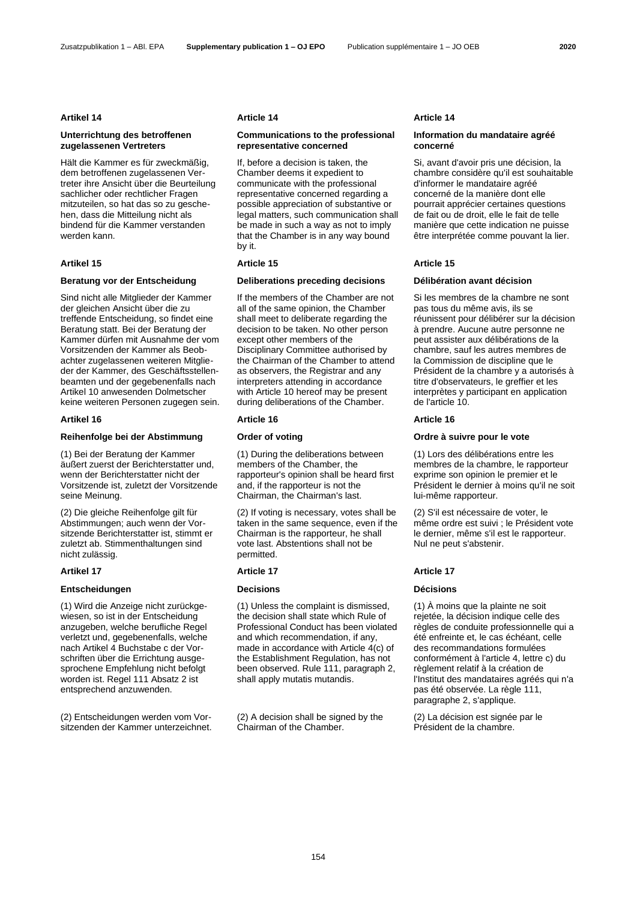**Artikel 14**

**Unterrichtung des betroffenen zugelassenen Vertreters**

Hält die Kammer es für zweckmäßig, dem betroffenen zugelassenen Vertreter ihre Ansicht über die Beurteilung sachlicher oder rechtlicher Fragen mitzuteilen, so hat das so zu geschehen, dass die Mitteilung nicht als bindend für die Kammer verstanden werden kann.

**Artikel 15**

**Beratung vor der Entscheidung**

Sind nicht alle Mitglieder der Kammer der gleichen Ansicht über die zu treffende Entscheidung, so findet eine Beratung statt. Bei der Beratung der Kammer dürfen mit Ausnahme der vom Vorsitzenden der Kammer als Beobachter zugelassenen weiteren Mitglieder der Kammer, des Geschäftsstellenbeamten und der gegebenenfalls nach Artikel 10 anwesenden Dolmetscher keine weiteren Personen zugegen sein.

**Artikel 16**

**Reihenfolge bei der Abstimmung**

(1) Bei der Beratung der Kammer äußert zuerst der Berichterstatter und, wenn der Berichterstatter nicht der Vorsitzende ist, zuletzt der Vorsitzende seine Meinung.

(2) Die gleiche Reihenfolge gilt für Abstimmungen; auch wenn der Vorsitzende Berichterstatter ist, stimmt er zuletzt ab. Stimmenthaltungen sind nicht zulässig.

**Artikel 17**

**Entscheidungen**

(1) Wird die Anzeige nicht zurückgewiesen, so ist in der Entscheidung anzugeben, welche berufliche Regel verletzt und, gegebenenfalls, welche nach Artikel 4 Buchstabe c der Vorschriften über die Errichtung ausgesprochene Empfehlung nicht befolgt worden ist. Regel 111 Absatz 2 ist entsprechend anzuwenden.

(2) Entscheidungen werden vom Vorsitzenden der Kammer unterzeichnet.

**Article 14**

**Communications to the professional representative concerned**

If, before a decision is taken, the Chamber deems it expedient to communicate with the professional representative concerned regarding a possible appreciation of substantive or legal matters, such communication shall be made in such a way as not to imply that the Chamber is in any way bound by it.

**Article 15**

**Deliberations preceding decisions**

If the members of the Chamber are not all of the same opinion, the Chamber shall meet to deliberate regarding the decision to be taken. No other person except other members of the Disciplinary Committee authorised by the Chairman of the Chamber to attend as observers, the Registrar and any interpreters attending in accordance with Article 10 hereof may be present during deliberations of the Chamber.

**Article 16**

**Order of voting**

(1) During the deliberations between members of the Chamber, the rapporteur's opinion shall be heard first and, if the rapporteur is not the Chairman, the Chairman's last.

(2) If voting is necessary, votes shall be taken in the same sequence, even if the Chairman is the rapporteur, he shall vote last. Abstentions shall not be permitted.

**Article 17**

**Decisions**

(1) Unless the complaint is dismissed, the decision shall state which Rule of Professional Conduct has been violated and which recommendation, if any, made in accordance with Article 4(c) of the Establishment Regulation, has not been observed. Rule 111, paragraph 2, shall apply mutatis mutandis.

(2) A decision shall be signed by the Chairman of the Chamber.

**Article 14**

**Information du mandataire agréé concerné**

Si, avant d'avoir pris une décision, la chambre considère qu'il est souhaitable d'informer le mandataire agréé concerné de la manière dont elle pourrait apprécier certaines questions de fait ou de droit, elle le fait de telle manière que cette indication ne puisse être interprétée comme pouvant la lier.

**Article 15**

**Délibération avant décision**

Si les membres de la chambre ne sont pas tous du même avis, ils se réunissent pour délibérer sur la décision à prendre. Aucune autre personne ne peut assister aux délibérations de la chambre, sauf les autres membres de la Commission de discipline que le Président de la chambre y a autorisés à titre d'observateurs, le greffier et les interprètes y participant en application de l'article 10.

**Article 16**

**Ordre à suivre pour le vote**

(1) Lors des délibérations entre les membres de la chambre, le rapporteur exprime son opinion le premier et le Président le dernier à moins qu'il ne soit lui-même rapporteur.

(2) S'il est nécessaire de voter, le même ordre est suivi ; le Président vote le dernier, même s'il est le rapporteur. Nul ne peut s'abstenir.

**Article 17**

**Décisions**

(1) À moins que la plainte ne soit rejetée, la décision indique celle des règles de conduite professionnelle qui a été enfreinte et, le cas échéant, celle des recommandations formulées conformément à l'article 4, lettre c) du règlement relatif à la création de l'Institut des mandataires agréés qui n'a pas été observée. La règle 111, paragraphe 2, s'applique.

(2) La décision est signée par le Président de la chambre.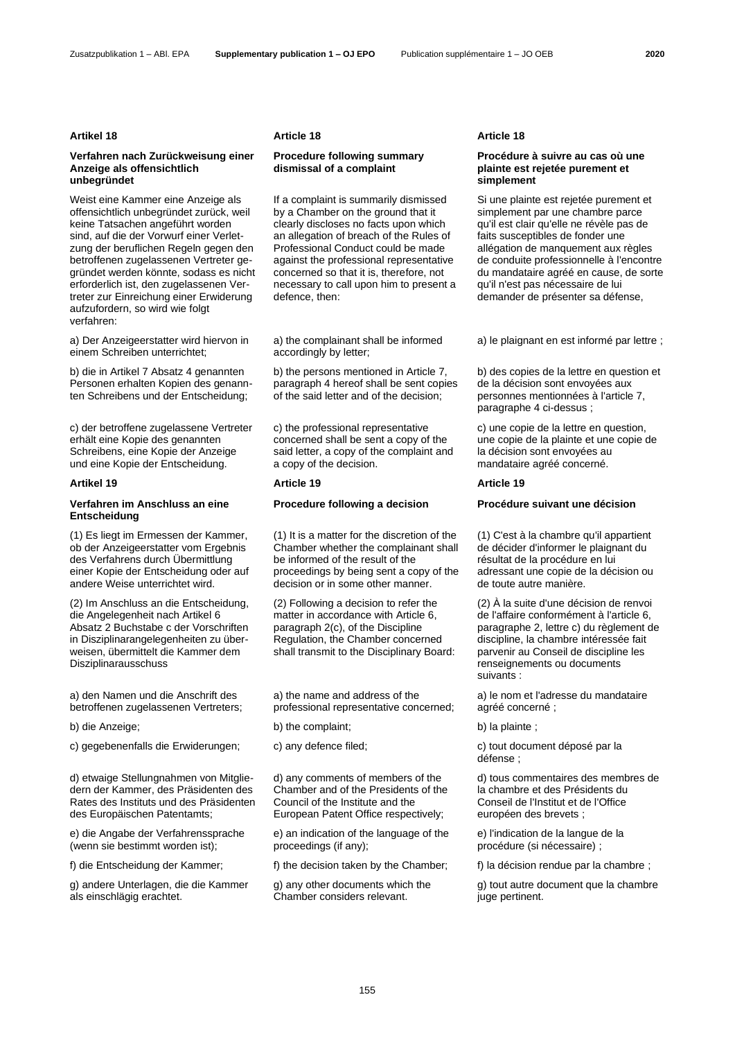**Artikel 18**

**Verfahren nach Zurückweisung einer Anzeige als offensichtlich unbegründet**

Weist eine Kammer eine Anzeige als offensichtlich unbegründet zurück, weil keine Tatsachen angeführt worden sind, auf die der Vorwurf einer Verletzung der beruflichen Regeln gegen den betroffenen zugelassenen Vertreter gegründet werden könnte, sodass es nicht erforderlich ist, den zugelassenen Vertreter zur Einreichung einer Erwiderung aufzufordern, so wird wie folgt verfahren:

a) Der Anzeigeerstatter wird hiervon in einem Schreiben unterrichtet;

b) die in Artikel 7 Absatz 4 genannten Personen erhalten Kopien des genannten Schreibens und der Entscheidung;

c) der betroffene zugelassene Vertreter erhält eine Kopie des genannten Schreibens, eine Kopie der Anzeige und eine Kopie der Entscheidung.

**Artikel 19**

**Verfahren im Anschluss an eine Entscheidung**

(1) Es liegt im Ermessen der Kammer, ob der Anzeigeerstatter vom Ergebnis des Verfahrens durch Übermittlung einer Kopie der Entscheidung oder auf andere Weise unterrichtet wird.

(2) Im Anschluss an die Entscheidung, die Angelegenheit nach Artikel 6 Absatz 2 Buchstabe c der Vorschriften in Disziplinarangelegenheiten zu überweisen, übermittelt die Kammer dem Disziplinarausschuss

a) den Namen und die Anschrift des betroffenen zugelassenen Vertreters;

b) die Anzeige;

c) gegebenenfalls die Erwiderungen;

d) etwaige Stellungnahmen von Mitgliedern der Kammer, des Präsidenten des Rates des Instituts und des Präsidenten des Europäischen Patentamts;

e) die Angabe der Verfahrenssprache (wenn sie bestimmt worden ist);

f) die Entscheidung der Kammer;

g) andere Unterlagen, die die Kammer als einschlägig erachtet.

**Article 18**

**Procedure following summary dismissal of a complaint**

If a complaint is summarily dismissed by a Chamber on the ground that it clearly discloses no facts upon which an allegation of breach of the Rules of Professional Conduct could be made against the professional representative concerned so that it is, therefore, not necessary to call upon him to present a defence, then:

a) the complainant shall be informed accordingly by letter;

b) the persons mentioned in Article 7, paragraph 4 hereof shall be sent copies of the said letter and of the decision;

c) the professional representative concerned shall be sent a copy of the said letter, a copy of the complaint and a copy of the decision.

**Article 19**

**Procedure following a decision**

(1) It is a matter for the discretion of the Chamber whether the complainant shall be informed of the result of the proceedings by being sent a copy of the decision or in some other manner.

(2) Following a decision to refer the matter in accordance with Article 6, paragraph 2(c), of the Discipline Regulation, the Chamber concerned shall transmit to the Disciplinary Board:

a) the name and address of the professional representative concerned;

b) the complaint;

c) any defence filed;

d) any comments of members of the Chamber and of the Presidents of the Council of the Institute and the European Patent Office respectively;

e) an indication of the language of the proceedings (if any);

f) the decision taken by the Chamber;

g) any other documents which the Chamber considers relevant.

**Article 18**

**Procédure à suivre au cas où une plainte est rejetée purement et simplement**

Si une plainte est rejetée purement et simplement par une chambre parce qu'il est clair qu'elle ne révèle pas de faits susceptibles de fonder une allégation de manquement aux règles de conduite professionnelle à l'encontre du mandataire agréé en cause, de sorte qu'il n'est pas nécessaire de lui demander de présenter sa défense,

a) le plaignant en est informé par lettre ;

b) des copies de la lettre en question et de la décision sont envoyées aux personnes mentionnées à l'article 7, paragraphe 4 ci-dessus ;

c) une copie de la lettre en question, une copie de la plainte et une copie de la décision sont envoyées au mandataire agréé concerné.

**Article 19**

**Procédure suivant une décision**

(1) C'est à la chambre qu'il appartient de décider d'informer le plaignant du résultat de la procédure en lui adressant une copie de la décision ou de toute autre manière.

(2) À la suite d'une décision de renvoi de l'affaire conformément à l'article 6, paragraphe 2, lettre c) du règlement de discipline, la chambre intéressée fait parvenir au Conseil de discipline les renseignements ou documents suivants :

a) le nom et l'adresse du mandataire agréé concerné ;

b) la plainte ;

c) tout document déposé par la défense ;

d) tous commentaires des membres de la chambre et des Présidents du Conseil de l'Institut et de l'Office européen des brevets ;

e) l'indication de la langue de la procédure (si nécessaire) ;

f) la décision rendue par la chambre ;

g) tout autre document que la chambre juge pertinent.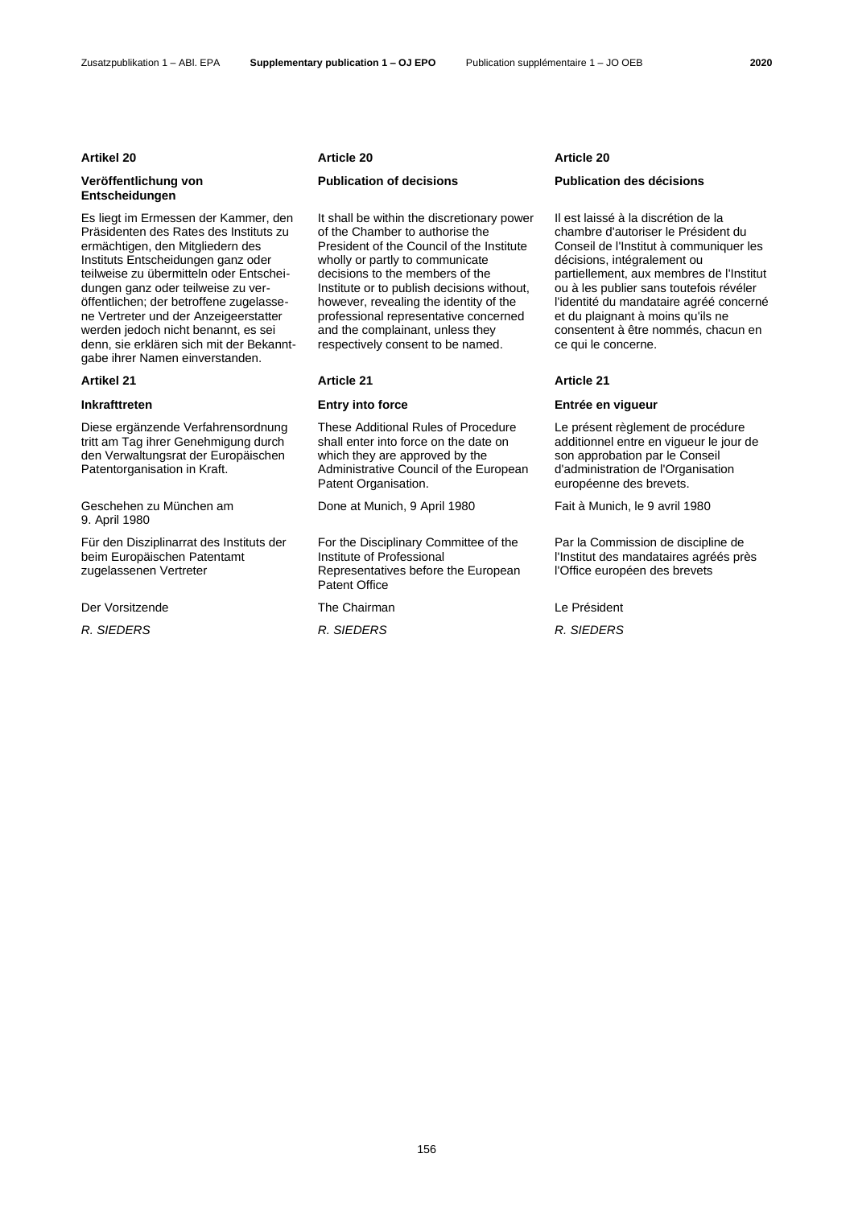### Artikel 20

#### Veröffentlichung von Entscheidungen

Es liegt im Ermessen der Kammer, den Präsidenten des Rates des Instituts zu ermächtigen, den Mitgliedern des Instituts Entscheidungen ganz oder teilweise zu übermitteln oder Entscheidungen ganz oder teilweise zu veröffentlichen; der betroffene zugelassene Vertreter und der Anzeigeerstatter werden jedoch nicht benannt, es sei denn, sie erklären sich mit der Bekanntgabe ihrer Namen einverstanden.

### Artikel 21

#### Inkrafttreten

Diese ergänzende Verfahrensordnung tritt am Tag ihrer Genehmigung durch den Verwaltungsrat der Europäischen Patentorganisation in Kraft.

Geschehen zu München am 9. April 1980

Für den Disziplinarrat des Instituts der beim Europäischen Patentamt zugelassenen Vertreter

Der Vorsitzende

*R. SIEDERS*

### Article 20

#### Publication of decisions

It shall be within the discretionary power of the Chamber to authorise the President of the Council of the Institute wholly or partly to communicate decisions to the members of the Institute or to publish decisions without, however, revealing the identity of the professional representative concerned and the complainant, unless they respectively consent to be named.

### Article 21

#### Entry into force

These Additional Rules of Procedure shall enter into force on the date on which they are approved by the Administrative Council of the European Patent Organisation.

Done at Munich, 9 April 1980

For the Disciplinary Committee of the Institute of Professional Representatives before the European Patent Office

The Chairman

*R. SIEDERS*

### Article 20

#### Publication des décisions

Il est laissé à la discrétion de la chambre d'autoriser le Président du Conseil de l'Institut à communiquer les décisions, intégralement ou partiellement, aux membres de l'Institut ou à les publier sans toutefois révéler l'identité du mandataire agréé concerné et du plaignant à moins qu'ils ne consentent à être nommés, chacun en ce qui le concerne.

### Article 21

#### Entrée en vigueur

Le présent règlement de procédure additionnel entre en vigueur le jour de son approbation par le Conseil d'administration de l'Organisation européenne des brevets.

Fait à Munich, le 9 avril 1980

Par la Commission de discipline de l'Institut des mandataires agréés près l'Office européen des brevets

Le Président

*R. SIEDERS*